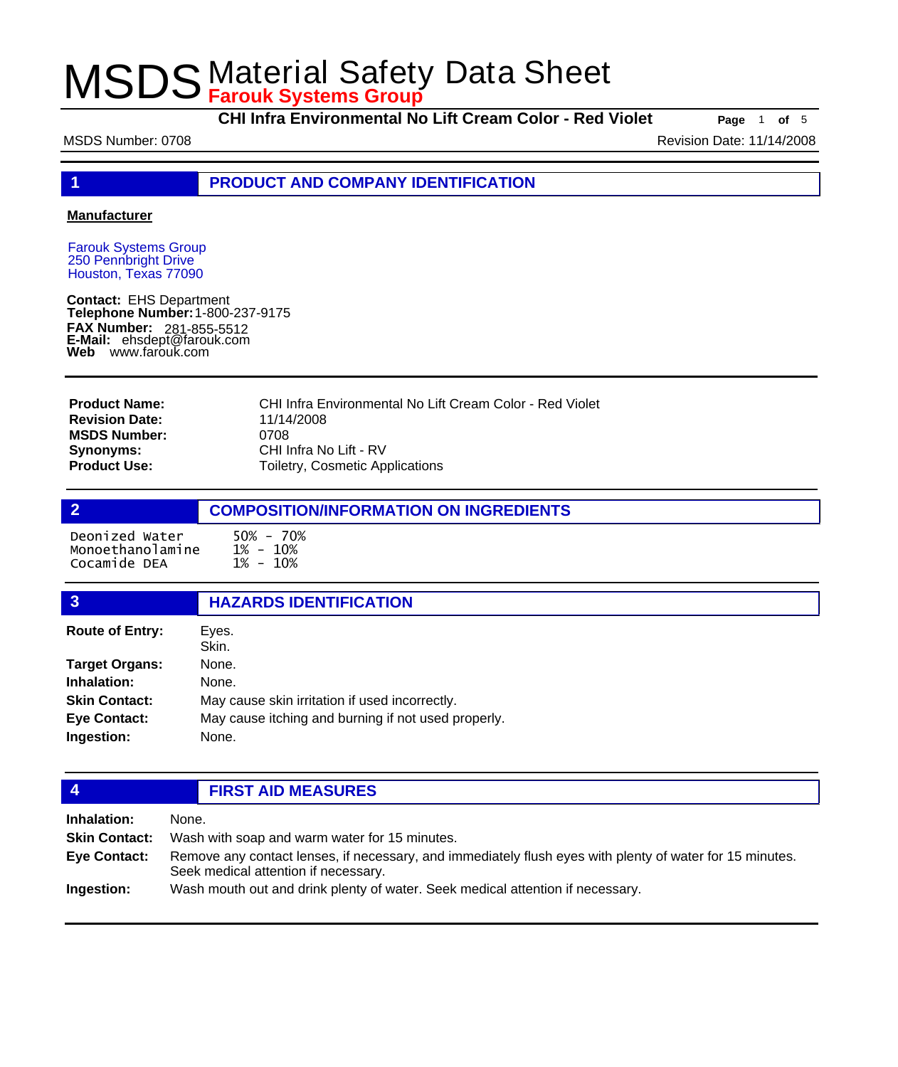# MSDS Material Safety Data Sheet

**Farouk Systems Group**

**CHI Infra Environmental No Lift Cream Color - Red Violet**

MSDS Number: 0708

Revision Date: 11/14/2008

## 1 PRODUCT AND COMPANY IDENTIFICATION

**Manufacturer**

Farouk Systems Group
250 Pennbright Drive
Houston, Texas 77090

**Contact:** EHS Department
**Telephone Number:** 1-800-237-9175
**FAX Number:** 281-855-5512
**E-Mail:** ehsdept@farouk.com
**Web** www.farouk.com

| | |
|---|---|
| **Product Name:** | CHI Infra Environmental No Lift Cream Color - Red Violet |
| **Revision Date:** | 11/14/2008 |
| **MSDS Number:** | 0708 |
| **Synonyms:** | CHI Infra No Lift - RV |
| **Product Use:** | Toiletry, Cosmetic Applications |

## 2 COMPOSITION/INFORMATION ON INGREDIENTS

| | |
|---|---|
| Deonized Water | 50% - 70% |
| Monoethanolamine | 1% - 10% |
| Cocamide DEA | 1% - 10% |

## 3 HAZARDS IDENTIFICATION

| | |
|---|---|
| **Route of Entry:** | Eyes.<br>Skin. |
| **Target Organs:** | None. |
| **Inhalation:** | None. |
| **Skin Contact:** | May cause skin irritation if used incorrectly. |
| **Eye Contact:** | May cause itching and burning if not used properly. |
| **Ingestion:** | None. |

## 4 FIRST AID MEASURES

| | |
|---|---|
| **Inhalation:** | None. |
| **Skin Contact:** | Wash with soap and warm water for 15 minutes. |
| **Eye Contact:** | Remove any contact lenses, if necessary, and immediately flush eyes with plenty of water for 15 minutes. Seek medical attention if necessary. |
| **Ingestion:** | Wash mouth out and drink plenty of water. Seek medical attention if necessary. |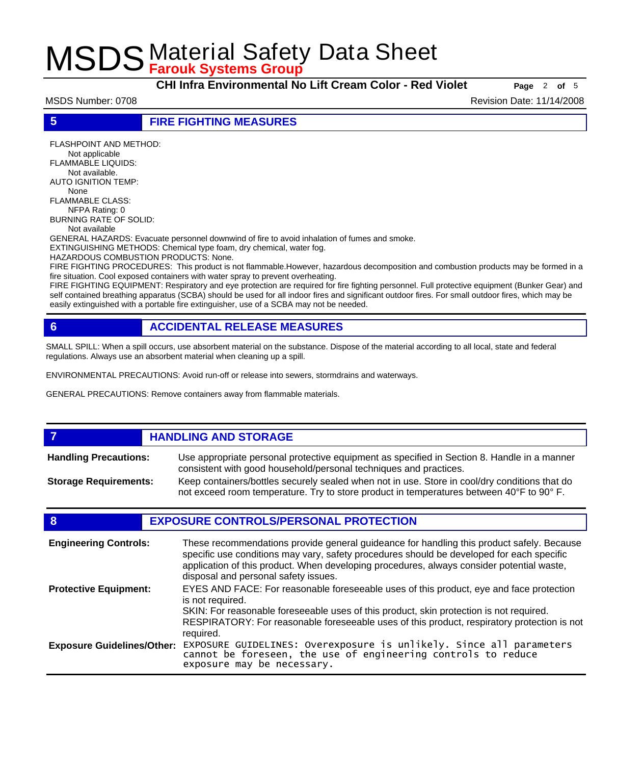## 5 FIRE FIGHTING MEASURES

FLASHPOINT AND METHOD:
Not applicable
FLAMMABLE LIQUIDS:
Not available.
AUTO IGNITION TEMP:
None
FLAMMABLE CLASS:
NFPA Rating: 0
BURNING RATE OF SOLID:
Not available
GENERAL HAZARDS: Evacuate personnel downwind of fire to avoid inhalation of fumes and smoke.
EXTINGUISHING METHODS: Chemical type foam, dry chemical, water fog.
HAZARDOUS COMBUSTION PRODUCTS: None.
FIRE FIGHTING PROCEDURES: This product is not flammable.However, hazardous decomposition and combustion products may be formed in a fire situation. Cool exposed containers with water spray to prevent overheating.
FIRE FIGHTING EQUIPMENT: Respiratory and eye protection are required for fire fighting personnel. Full protective equipment (Bunker Gear) and self contained breathing apparatus (SCBA) should be used for all indoor fires and significant outdoor fires. For small outdoor fires, which may be easily extinguished with a portable fire extinguisher, use of a SCBA may not be needed.

## 6 ACCIDENTAL RELEASE MEASURES

SMALL SPILL: When a spill occurs, use absorbent material on the substance. Dispose of the material according to all local, state and federal regulations. Always use an absorbent material when cleaning up a spill.

ENVIRONMENTAL PRECAUTIONS: Avoid run-off or release into sewers, stormdrains and waterways.

GENERAL PRECAUTIONS: Remove containers away from flammable materials.

## 7 HANDLING AND STORAGE

**Handling Precautions:** Use appropriate personal protective equipment as specified in Section 8. Handle in a manner consistent with good household/personal techniques and practices.

**Storage Requirements:** Keep containers/bottles securely sealed when not in use. Store in cool/dry conditions that do not exceed room temperature. Try to store product in temperatures between 40° F to 90° F.

## 8 EXPOSURE CONTROLS/PERSONAL PROTECTION

**Engineering Controls:** These recommendations provide general guideance for handling this product safely. Because specific use conditions may vary, safety procedures should be developed for each specific application of this product. When developing procedures, always consider potential waste, disposal and personal safety issues.

**Protective Equipment:** EYES AND FACE: For reasonable foreseeable uses of this product, eye and face protection is not required.
SKIN: For reasonable foreseeable uses of this product, skin protection is not required.
RESPIRATORY: For reasonable foreseeable uses of this product, respiratory protection is not required.

**Exposure Guidelines/Other:** EXPOSURE GUIDELINES: Overexposure is unlikely. Since all parameters cannot be foreseen, the use of engineering controls to reduce exposure may be necessary.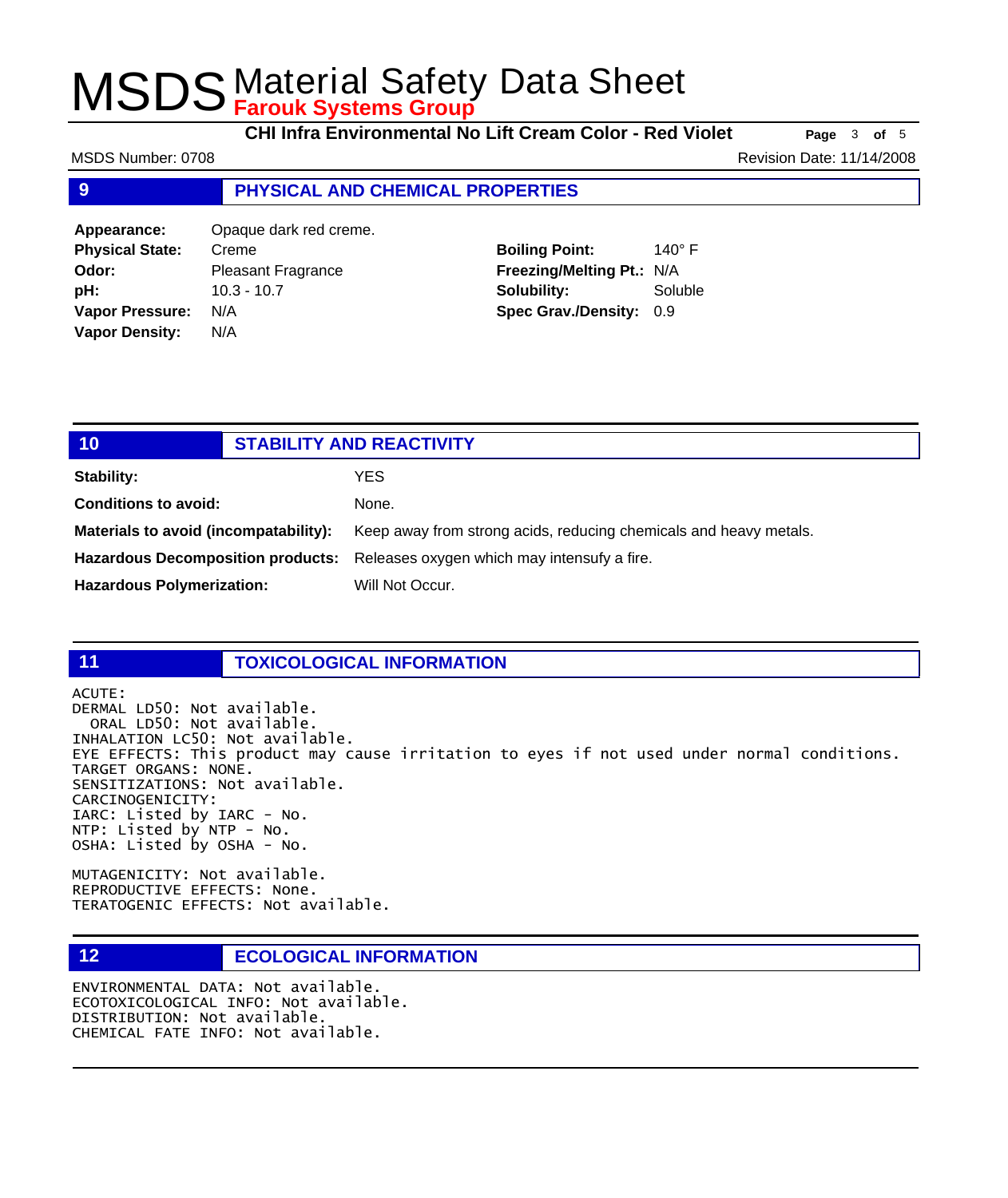## 9 PHYSICAL AND CHEMICAL PROPERTIES

| | |
|---|---|
| **Appearance:** | Opaque dark red creme. |
| **Physical State:** | Creme |
| **Odor:** | Pleasant Fragrance |
| **pH:** | 10.3 - 10.7 |
| **Vapor Pressure:** | N/A |
| **Vapor Density:** | N/A |
| **Boiling Point:** | 140° F |
| **Freezing/Melting Pt.:** | N/A |
| **Solubility:** | Soluble |
| **Spec Grav./Density:** | 0.9 |

## 10 STABILITY AND REACTIVITY

**Stability:** YES

**Conditions to avoid:** None.

**Materials to avoid (incompatability):** Keep away from strong acids, reducing chemicals and heavy metals.

**Hazardous Decomposition products:** Releases oxygen which may intensufy a fire.

**Hazardous Polymerization:** Will Not Occur.

## 11 TOXICOLOGICAL INFORMATION

```
ACUTE:
DERMAL LD50: Not available.
  ORAL LD50: Not available.
INHALATION LC50: Not available.
EYE EFFECTS: This product may cause irritation to eyes if not used under normal conditions.
TARGET ORGANS: NONE.
SENSITIZATIONS: Not available.
CARCINOGENICITY:
IARC: Listed by IARC - No.
NTP: Listed by NTP - No.
OSHA: Listed by OSHA - No.

MUTAGENICITY: Not available.
REPRODUCTIVE EFFECTS: None.
TERATOGENIC EFFECTS: Not available.
```

## 12 ECOLOGICAL INFORMATION

```
ENVIRONMENTAL DATA: Not available.
ECOTOXICOLOGICAL INFO: Not available.
DISTRIBUTION: Not available.
CHEMICAL FATE INFO: Not available.
```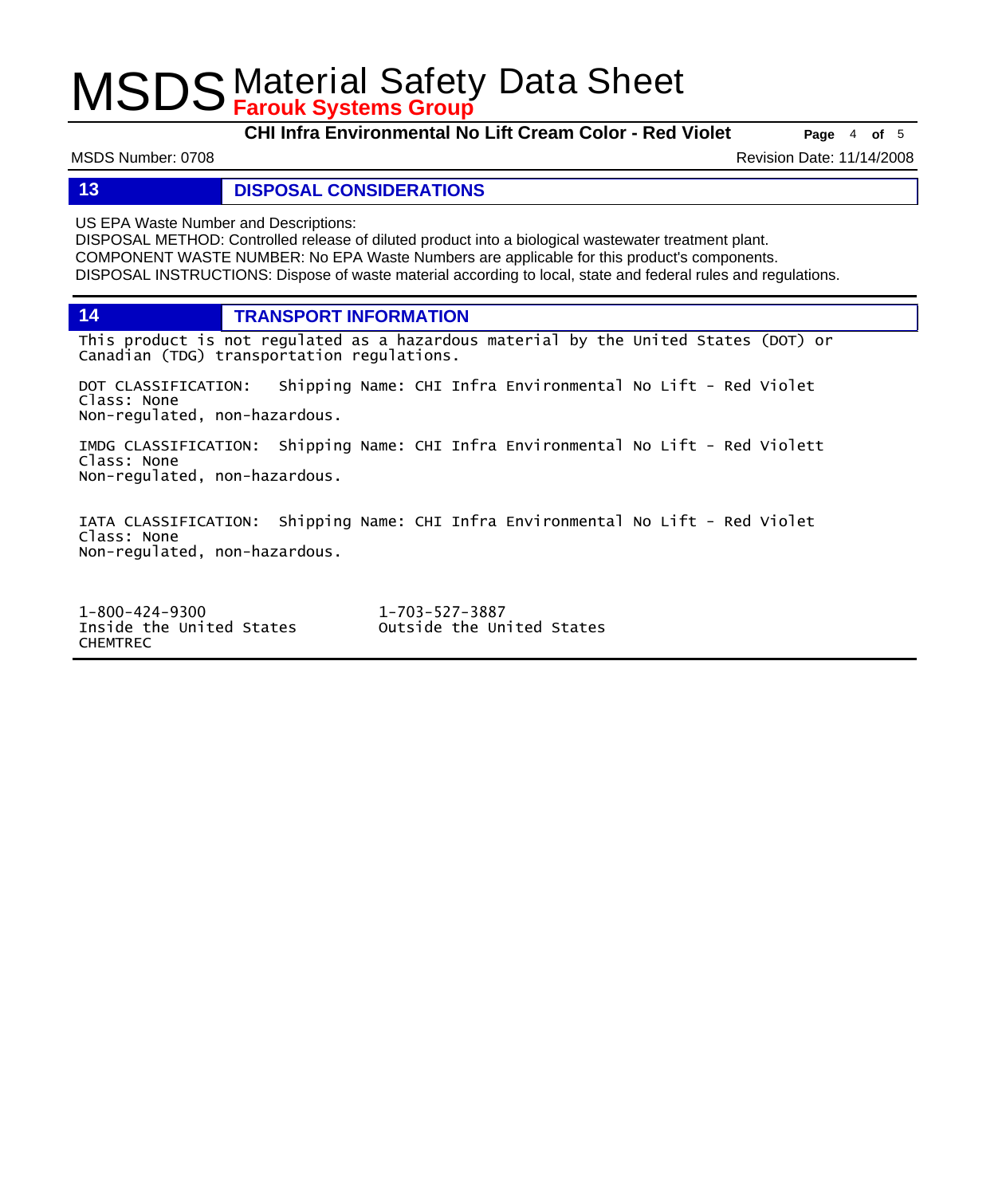## 13 DISPOSAL CONSIDERATIONS

US EPA Waste Number and Descriptions:
DISPOSAL METHOD: Controlled release of diluted product into a biological wastewater treatment plant.
COMPONENT WASTE NUMBER: No EPA Waste Numbers are applicable for this product's components.
DISPOSAL INSTRUCTIONS: Dispose of waste material according to local, state and federal rules and regulations.

## 14 TRANSPORT INFORMATION

This product is not regulated as a hazardous material by the United States (DOT) or Canadian (TDG) transportation regulations.

DOT CLASSIFICATION: Shipping Name: CHI Infra Environmental No Lift - Red Violet
Class: None
Non-regulated, non-hazardous.

IMDG CLASSIFICATION: Shipping Name: CHI Infra Environmental No Lift - Red Violett
Class: None
Non-regulated, non-hazardous.

IATA CLASSIFICATION: Shipping Name: CHI Infra Environmental No Lift - Red Violet
Class: None
Non-regulated, non-hazardous.

1-800-424-9300
Inside the United States
CHEMTREC

1-703-527-3887
Outside the United States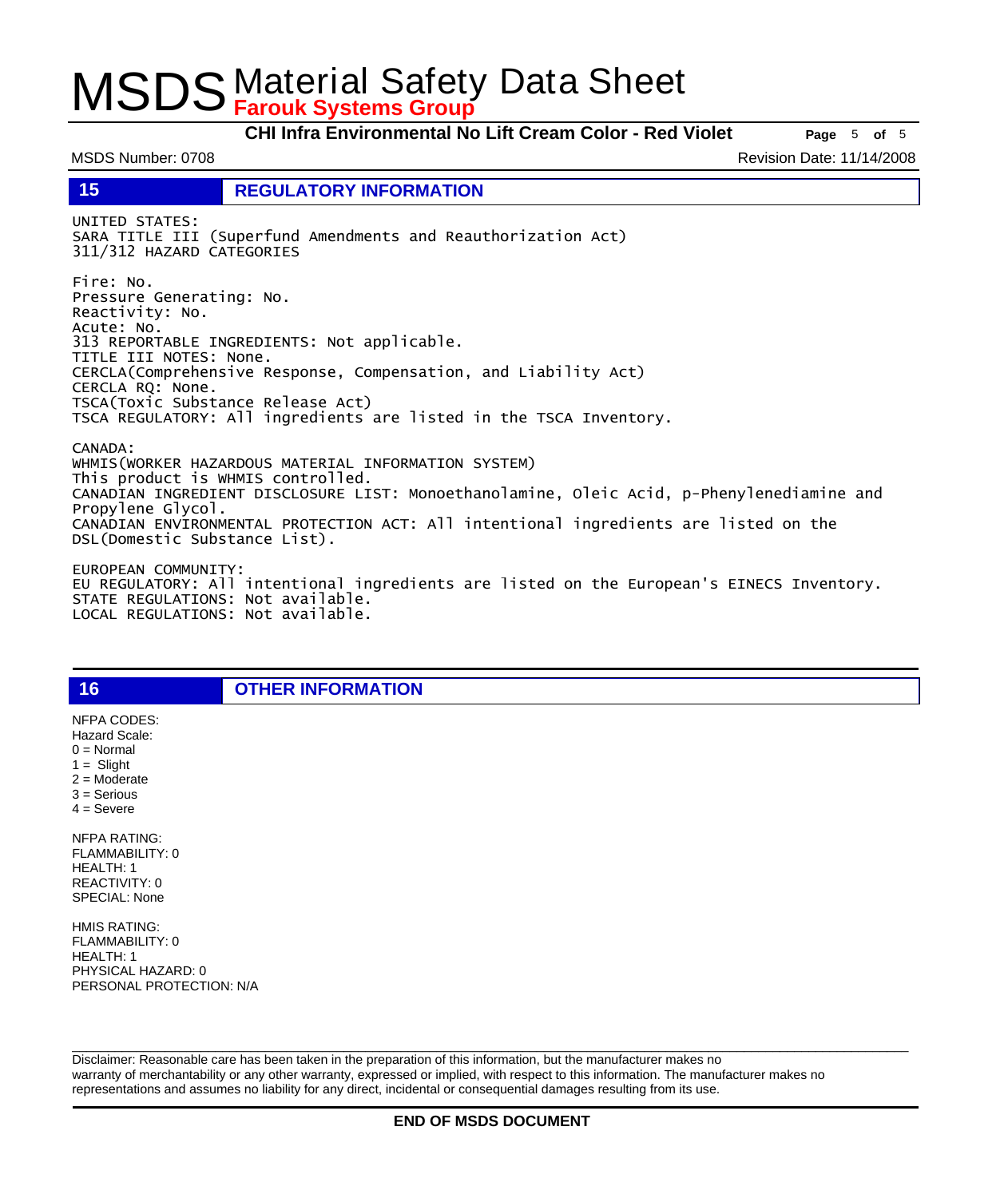## 15 REGULATORY INFORMATION

UNITED STATES:
SARA TITLE III (Superfund Amendments and Reauthorization Act)
311/312 HAZARD CATEGORIES

Fire: No.
Pressure Generating: No.
Reactivity: No.
Acute: No.
313 REPORTABLE INGREDIENTS: Not applicable.
TITLE III NOTES: None.
CERCLA(Comprehensive Response, Compensation, and Liability Act)
CERCLA RQ: None.
TSCA(Toxic Substance Release Act)
TSCA REGULATORY: All ingredients are listed in the TSCA Inventory.

CANADA:
WHMIS(WORKER HAZARDOUS MATERIAL INFORMATION SYSTEM)
This product is WHMIS controlled.
CANADIAN INGREDIENT DISCLOSURE LIST: Monoethanolamine, Oleic Acid, p-Phenylenediamine and Propylene Glycol.
CANADIAN ENVIRONMENTAL PROTECTION ACT: All intentional ingredients are listed on the DSL(Domestic Substance List).

EUROPEAN COMMUNITY:
EU REGULATORY: All intentional ingredients are listed on the European's EINECS Inventory.
STATE REGULATIONS: Not available.
LOCAL REGULATIONS: Not available.

## 16 OTHER INFORMATION

NFPA CODES:
Hazard Scale:
0 = Normal
1 = Slight
2 = Moderate
3 = Serious
4 = Severe

NFPA RATING:
FLAMMABILITY: 0
HEALTH: 1
REACTIVITY: 0
SPECIAL: None

HMIS RATING:
FLAMMABILITY: 0
HEALTH: 1
PHYSICAL HAZARD: 0
PERSONAL PROTECTION: N/A

Disclaimer: Reasonable care has been taken in the preparation of this information, but the manufacturer makes no warranty of merchantability or any other warranty, expressed or implied, with respect to this information. The manufacturer makes no representations and assumes no liability for any direct, incidental or consequential damages resulting from its use.

**END OF MSDS DOCUMENT**